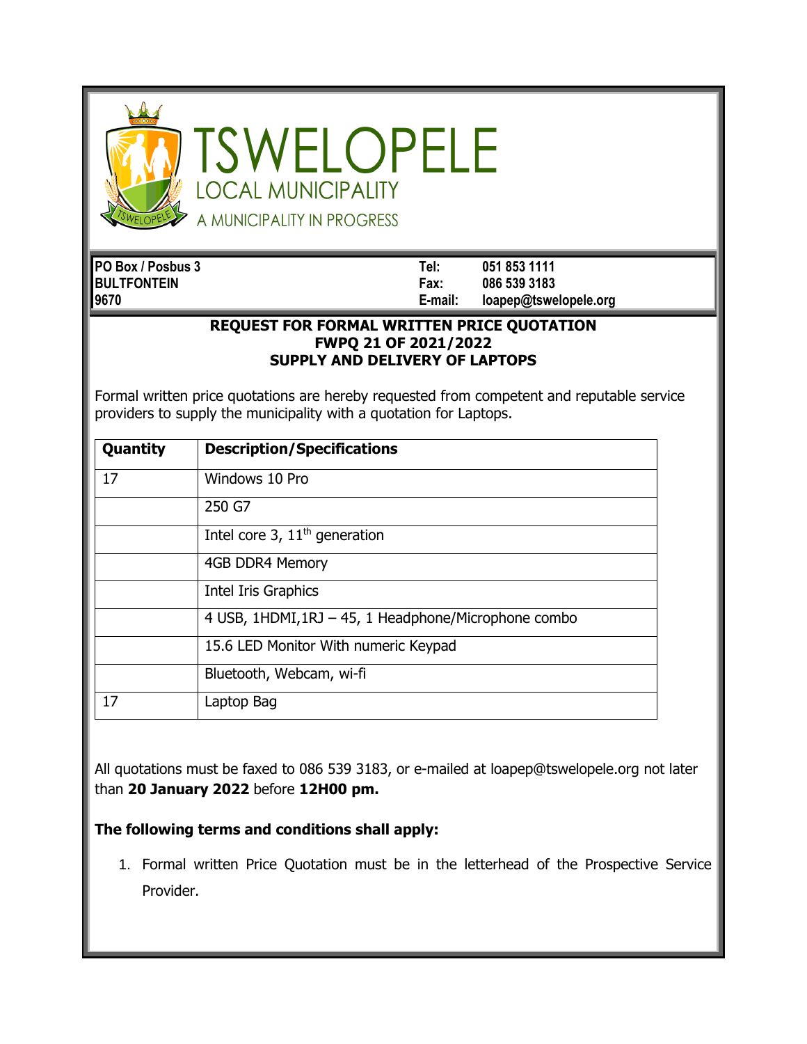# TSWELOPELE

## LOCAL MUNICIPALITY

A MUNICIPALITY IN PROGRESS

**PO Box / Posbus 3**
**BULTFONTEIN**
**9670**

**Tel:** **051 853 1111**
**Fax:** **086 539 3183**
**E-mail:** **loapep@tswelopele.org**

**REQUEST FOR FORMAL WRITTEN PRICE QUOTATION**
**FWPQ 21 OF 2021/2022**
**SUPPLY AND DELIVERY OF LAPTOPS**

Formal written price quotations are hereby requested from competent and reputable service providers to supply the municipality with a quotation for Laptops.

| Quantity | Description/Specifications |
|---|---|
| 17 | Windows 10 Pro |
| | 250 G7 |
| | Intel core 3, 11th generation |
| | 4GB DDR4 Memory |
| | Intel Iris Graphics |
| | 4 USB, 1HDMI,1RJ – 45, 1 Headphone/Microphone combo |
| | 15.6 LED Monitor With numeric Keypad |
| | Bluetooth, Webcam, wi-fi |
| 17 | Laptop Bag |

All quotations must be faxed to 086 539 3183, or e-mailed at loapep@tswelopele.org not later than **20 January 2022** before **12H00 pm.**

**The following terms and conditions shall apply:**

1. Formal written Price Quotation must be in the letterhead of the Prospective Service Provider.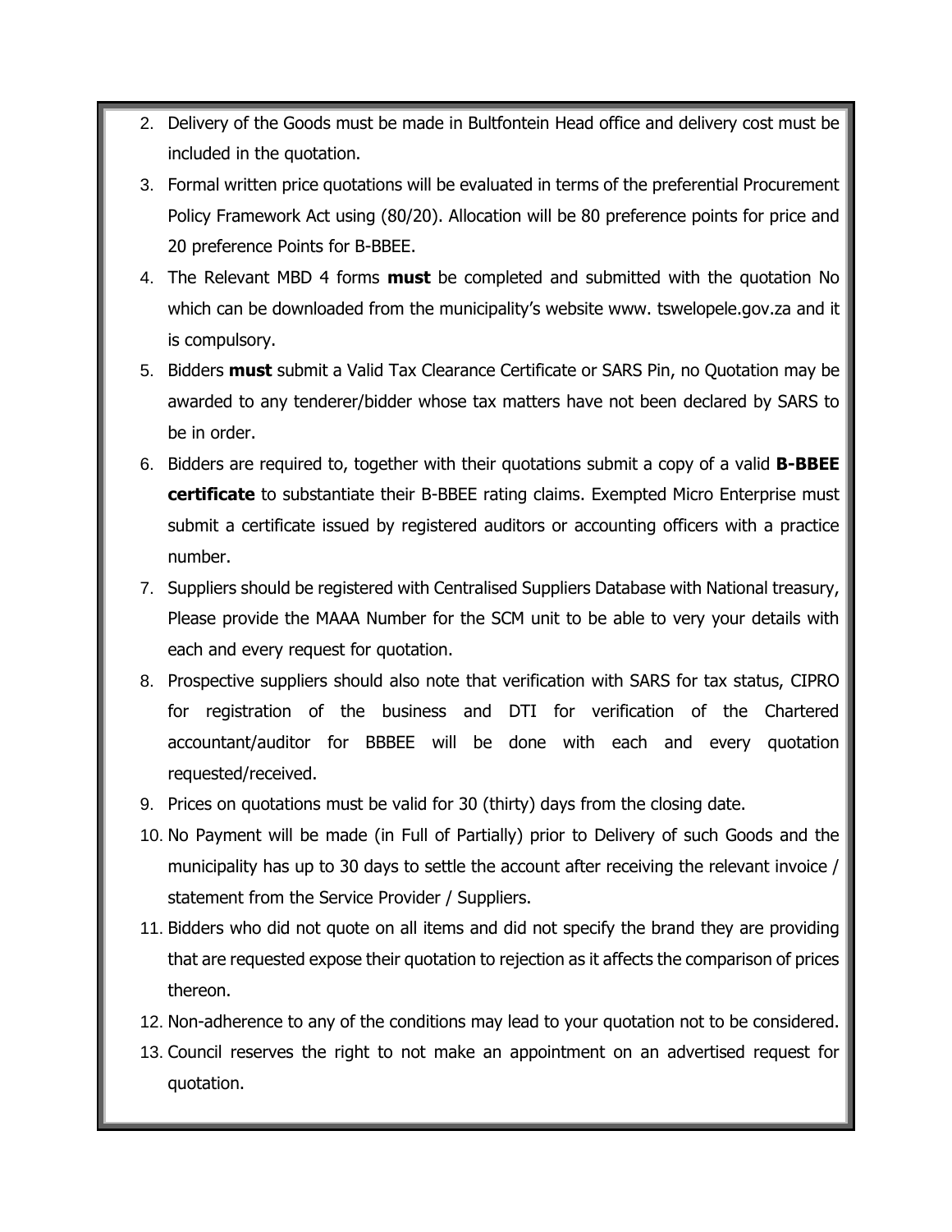2. Delivery of the Goods must be made in Bultfontein Head office and delivery cost must be included in the quotation.
3. Formal written price quotations will be evaluated in terms of the preferential Procurement Policy Framework Act using (80/20). Allocation will be 80 preference points for price and 20 preference Points for B-BBEE.
4. The Relevant MBD 4 forms **must** be completed and submitted with the quotation No which can be downloaded from the municipality's website www. tswelopele.gov.za and it is compulsory.
5. Bidders **must** submit a Valid Tax Clearance Certificate or SARS Pin, no Quotation may be awarded to any tenderer/bidder whose tax matters have not been declared by SARS to be in order.
6. Bidders are required to, together with their quotations submit a copy of a valid **B-BBEE certificate** to substantiate their B-BBEE rating claims. Exempted Micro Enterprise must submit a certificate issued by registered auditors or accounting officers with a practice number.
7. Suppliers should be registered with Centralised Suppliers Database with National treasury, Please provide the MAAA Number for the SCM unit to be able to very your details with each and every request for quotation.
8. Prospective suppliers should also note that verification with SARS for tax status, CIPRO for registration of the business and DTI for verification of the Chartered accountant/auditor for BBBEE will be done with each and every quotation requested/received.
9. Prices on quotations must be valid for 30 (thirty) days from the closing date.
10. No Payment will be made (in Full of Partially) prior to Delivery of such Goods and the municipality has up to 30 days to settle the account after receiving the relevant invoice / statement from the Service Provider / Suppliers.
11. Bidders who did not quote on all items and did not specify the brand they are providing that are requested expose their quotation to rejection as it affects the comparison of prices thereon.
12. Non-adherence to any of the conditions may lead to your quotation not to be considered.
13. Council reserves the right to not make an appointment on an advertised request for quotation.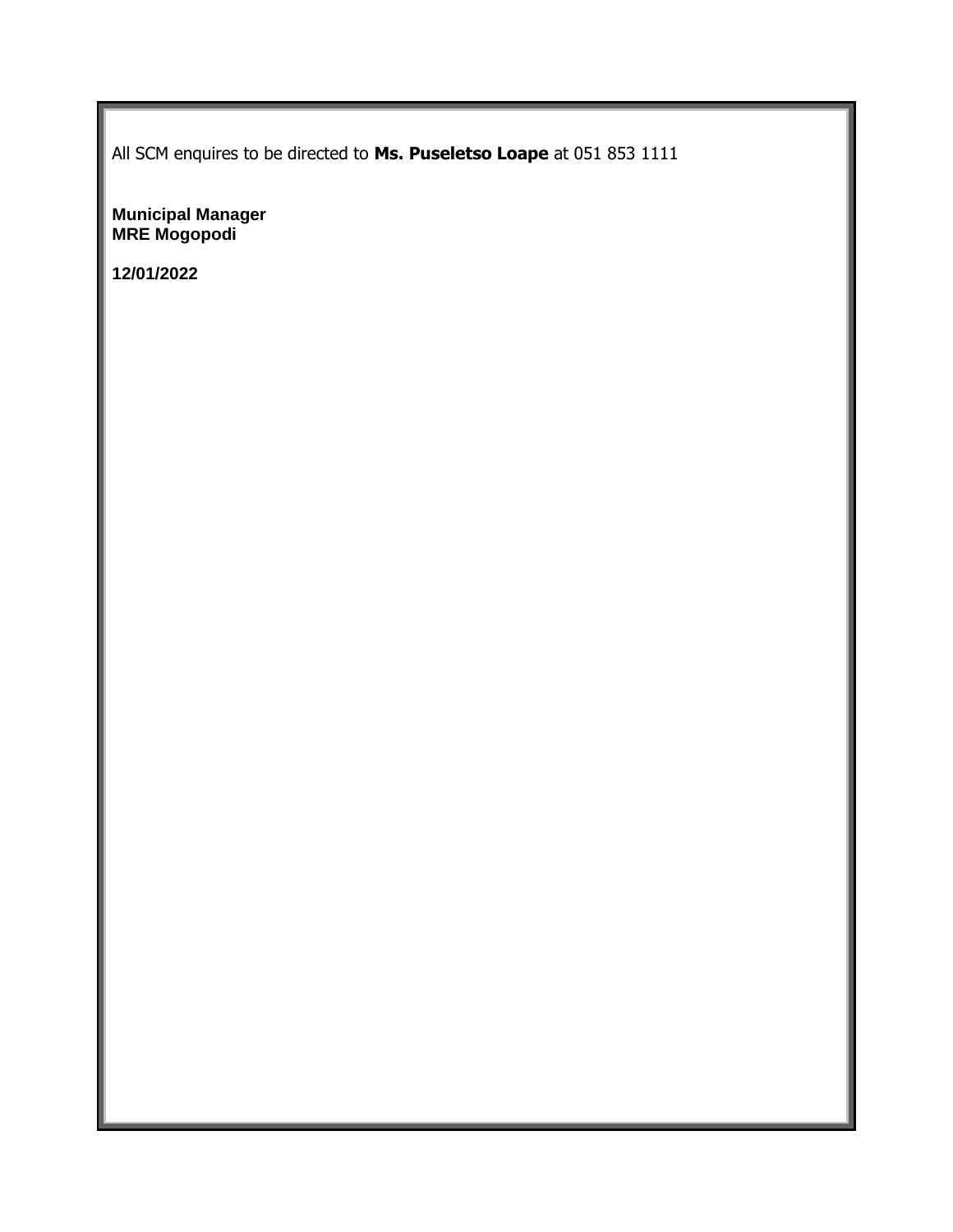All SCM enquires to be directed to **Ms. Puseletso Loape** at 051 853 1111

**Municipal Manager**
**MRE Mogopodi**

**12/01/2022**